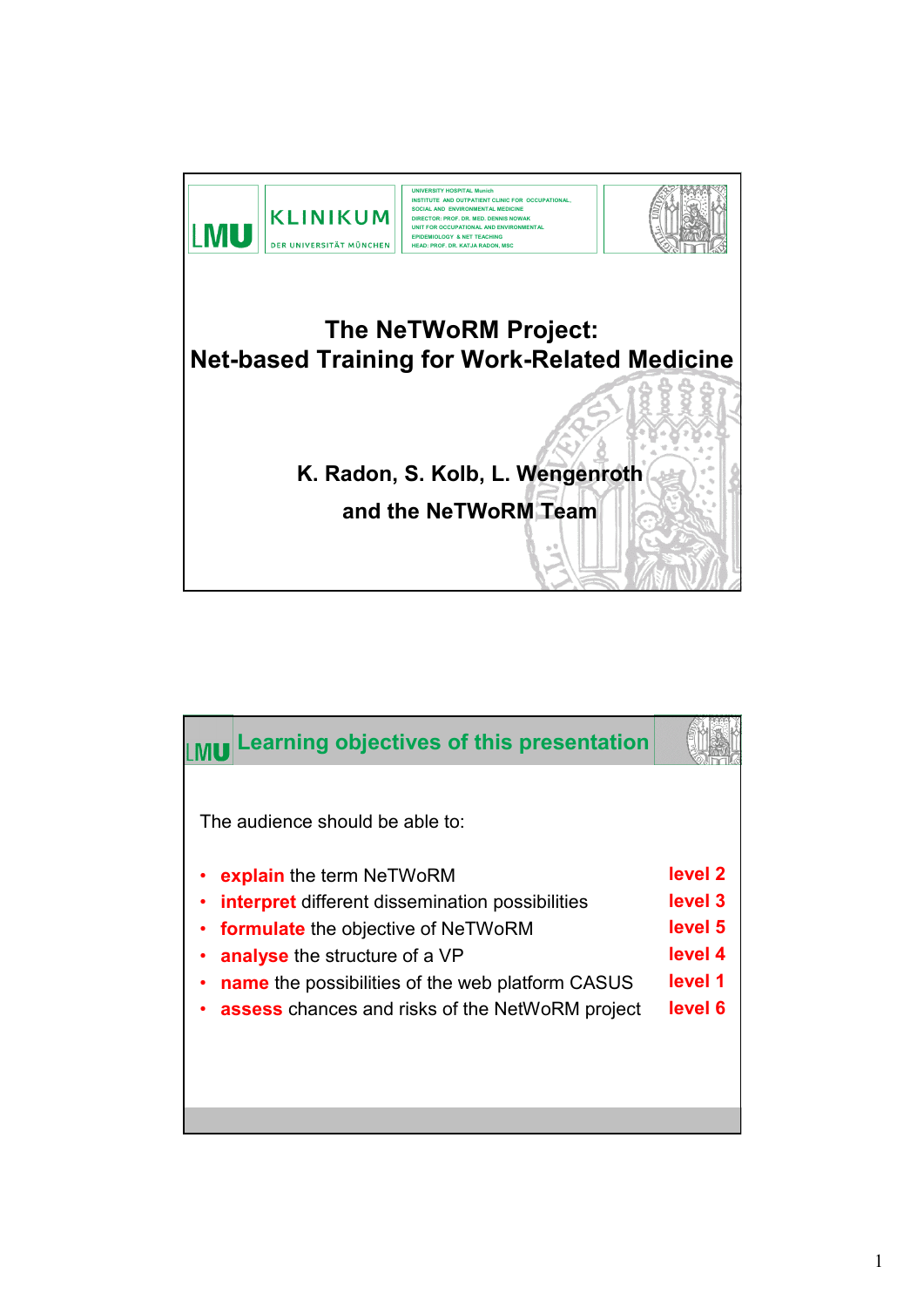LMU | KLINIKUM DER UNIVERSITÄT MÜNCHEN

UNIVERSITY HOSPITAL Munich
INSTITUTE AND OUTPATIENT CLINIC FOR OCCUPATIONAL, SOCIAL AND ENVIRONMENTAL MEDICINE
DIRECTOR: PROF. DR. MED. DENNIS NOWAK
UNIT FOR OCCUPATIONAL AND ENVIRONMENTAL EPIDEMIOLOGY & NET TEACHING
HEAD: PROF. DR. KATJA RADON, MSC

# The NeTWoRM Project: Net-based Training for Work-Related Medicine

**K. Radon, S. Kolb, L. Wengenroth and the NeTWoRM Team**

## Learning objectives of this presentation

The audience should be able to:

- **explain** the term NeTWoRM — **level 2**
- **interpret** different dissemination possibilities — **level 3**
- **formulate** the objective of NeTWoRM — **level 5**
- **analyse** the structure of a VP — **level 4**
- **name** the possibilities of the web platform CASUS — **level 1**
- **assess** chances and risks of the NetWoRM project — **level 6**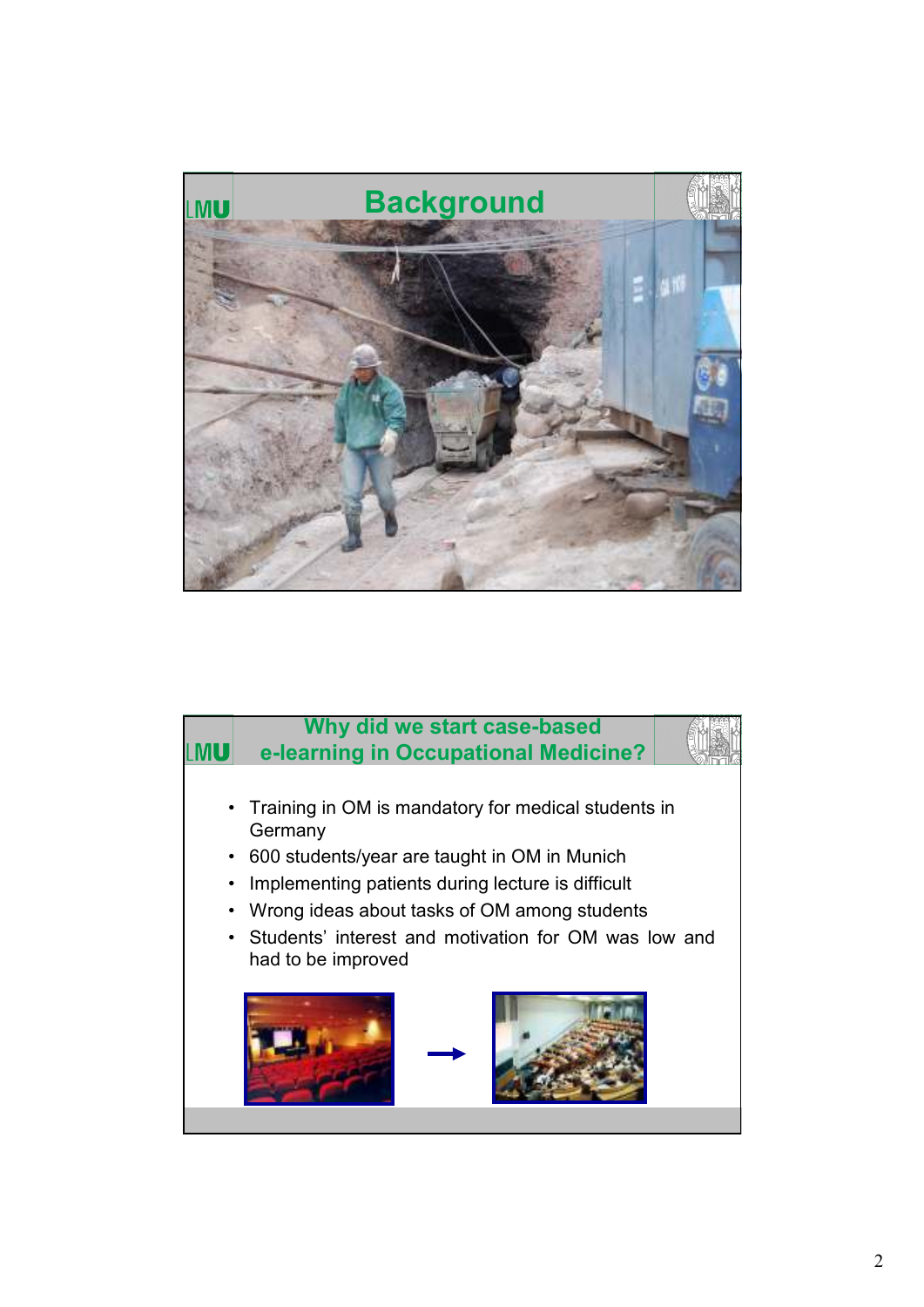## Background

## Why did we start case-based e-learning in Occupational Medicine?

- Training in OM is mandatory for medical students in Germany
- 600 students/year are taught in OM in Munich
- Implementing patients during lecture is difficult
- Wrong ideas about tasks of OM among students
- Students' interest and motivation for OM was low and had to be improved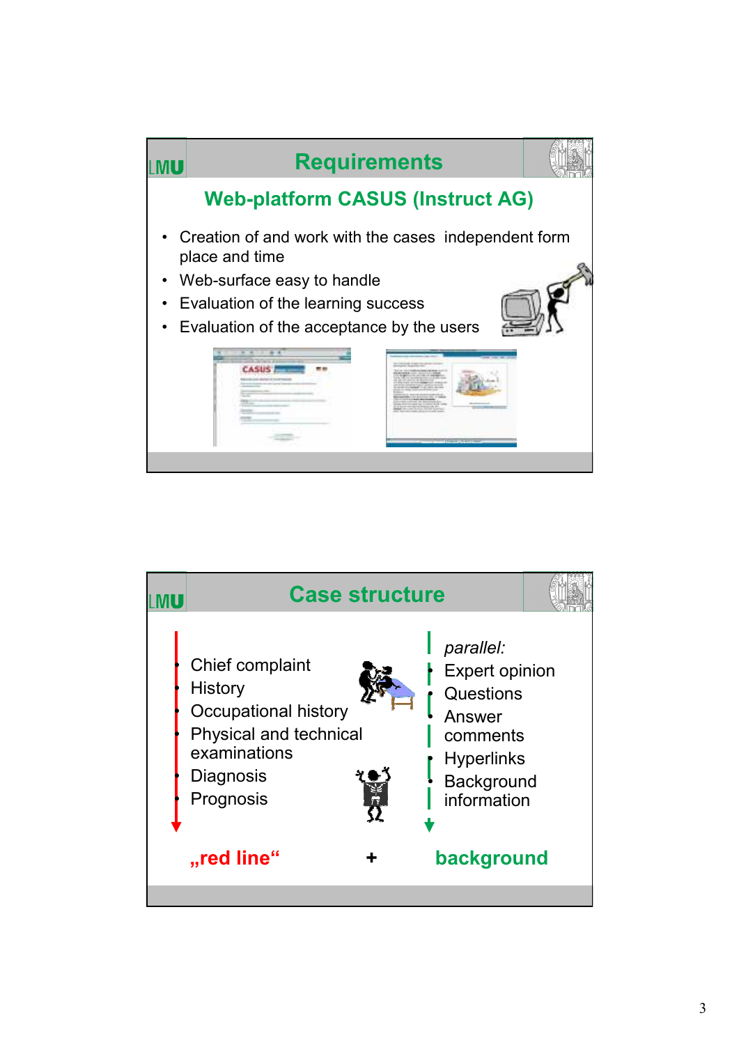## Requirements

### Web-platform CASUS (Instruct AG)

- Creation of and work with the cases independent form place and time
- Web-surface easy to handle
- Evaluation of the learning success
- Evaluation of the acceptance by the users

## Case structure

- Chief complaint
- History
- Occupational history
- Physical and technical examinations
- Diagnosis
- Prognosis

*parallel:*

- Expert opinion
- Questions
- Answer comments
- Hyperlinks
- Background information

**„red line“** + **background**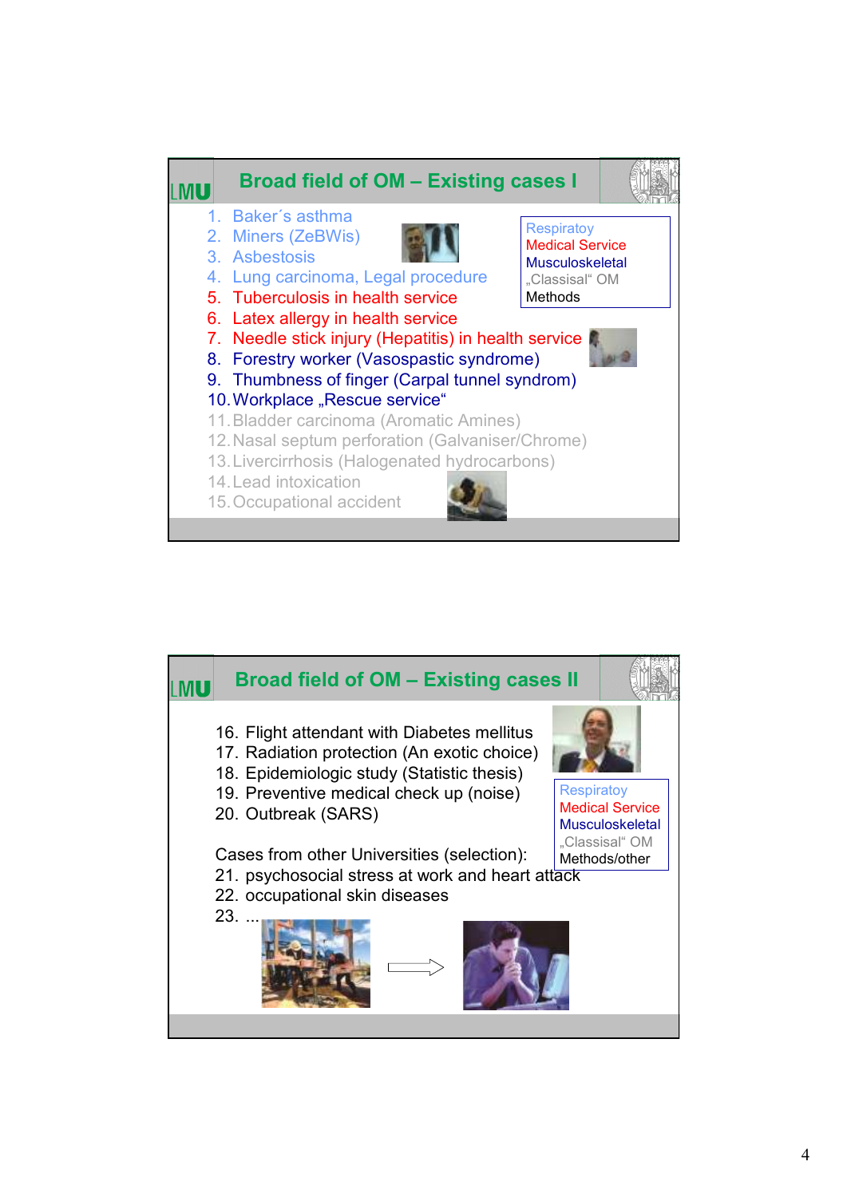## Broad field of OM – Existing cases I

1. Baker´s asthma
2. Miners (ZeBWis)
3. Asbestosis
4. Lung carcinoma, Legal procedure
5. Tuberculosis in health service
6. Latex allergy in health service
7. Needle stick injury (Hepatitis) in health service
8. Forestry worker (Vasospastic syndrome)
9. Thumbness of finger (Carpal tunnel syndrom)
10. Workplace „Rescue service“
11. Bladder carcinoma (Aromatic Amines)
12. Nasal septum perforation (Galvaniser/Chrome)
13. Livercirrhosis (Halogenated hydrocarbons)
14. Lead intoxication
15. Occupational accident

Respiratoy
Medical Service
Musculoskeletal
„Classisal“ OM
Methods

## Broad field of OM – Existing cases II

16. Flight attendant with Diabetes mellitus
17. Radiation protection (An exotic choice)
18. Epidemiologic study (Statistic thesis)
19. Preventive medical check up (noise)
20. Outbreak (SARS)

Cases from other Universities (selection):

21. psychosocial stress at work and heart attack
22. occupational skin diseases
23. ...

Respiratoy
Medical Service
Musculoskeletal
„Classisal“ OM
Methods/other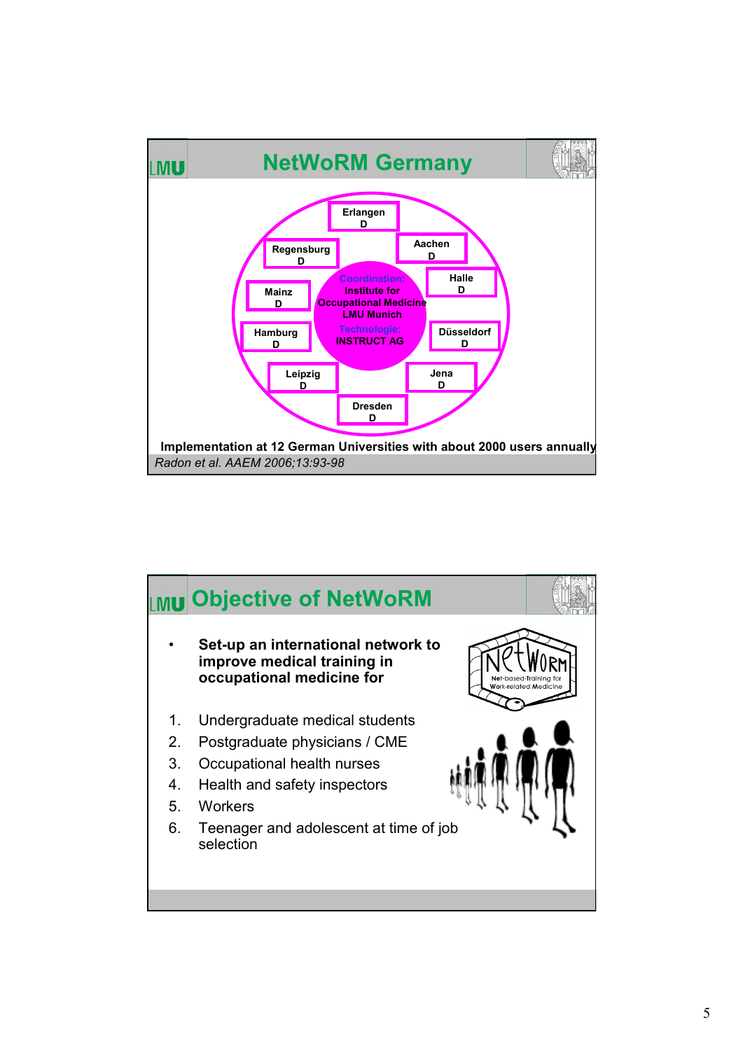## NetWoRM Germany

Erlangen D

Aachen D

Regensburg D

Halle D

Mainz D

Coordination: Institute for Occupational Medicine LMU Munich

Technologie: INSTRUCT AG

Hamburg D

Düsseldorf D

Leipzig D

Jena D

Dresden D

**Implementation at 12 German Universities with about 2000 users annually**

*Radon et al. AAEM 2006;13:93-98*

## Objective of NetWoRM

- **Set-up an international network to improve medical training in occupational medicine for**

NetWoRM – Net-based-Training for Work-related Medicine

1. Undergraduate medical students
2. Postgraduate physicians / CME
3. Occupational health nurses
4. Health and safety inspectors
5. Workers
6. Teenager and adolescent at time of job selection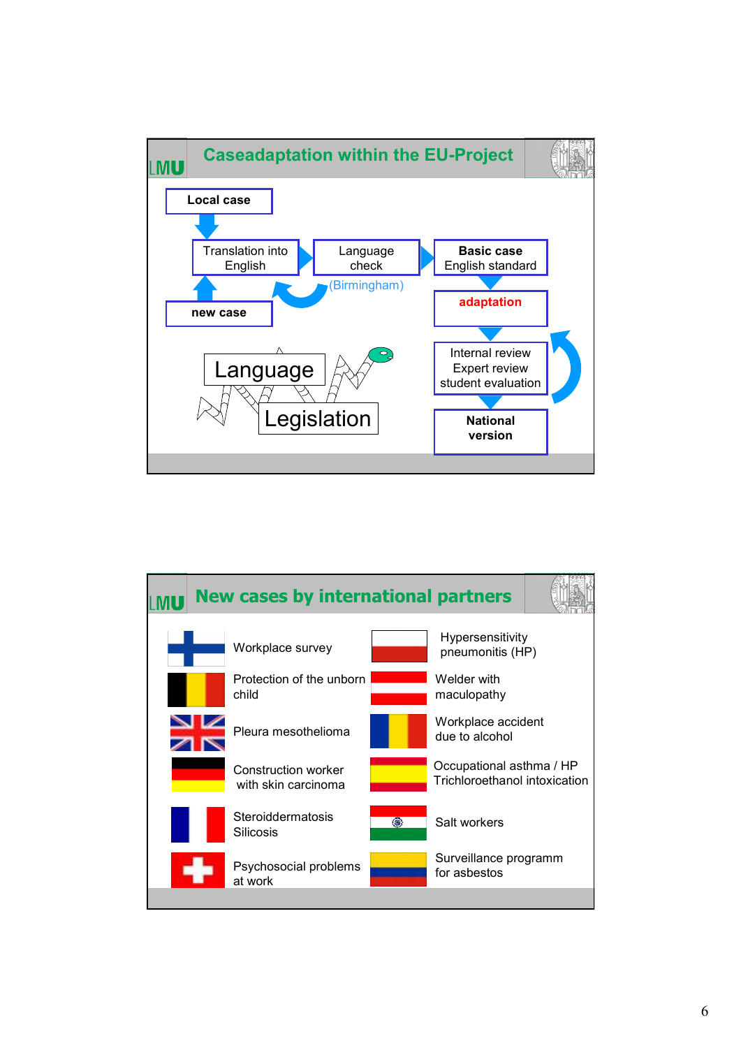## Caseadaptation within the EU-Project

- Local case
- Translation into English
- Language check (Birmingham)
- Basic case English standard
- adaptation
- Internal review / Expert review / student evaluation
- National version
- new case

Language

Legislation

## New cases by international partners

| Country | Case |
|---|---|
| Finland | Workplace survey |
| Belgium | Protection of the unborn child |
| United Kingdom | Pleura mesothelioma |
| Germany | Construction worker with skin carcinoma |
| France | Steroiddermatosis, Silicosis |
| Switzerland | Psychosocial problems at work |
| Poland | Hypersensitivity pneumonitis (HP) |
| Austria | Welder with maculopathy |
| Romania | Workplace accident due to alcohol |
| Spain | Occupational asthma / HP, Trichloroethanol intoxication |
| India | Salt workers |
| Colombia | Surveillance programm for asbestos |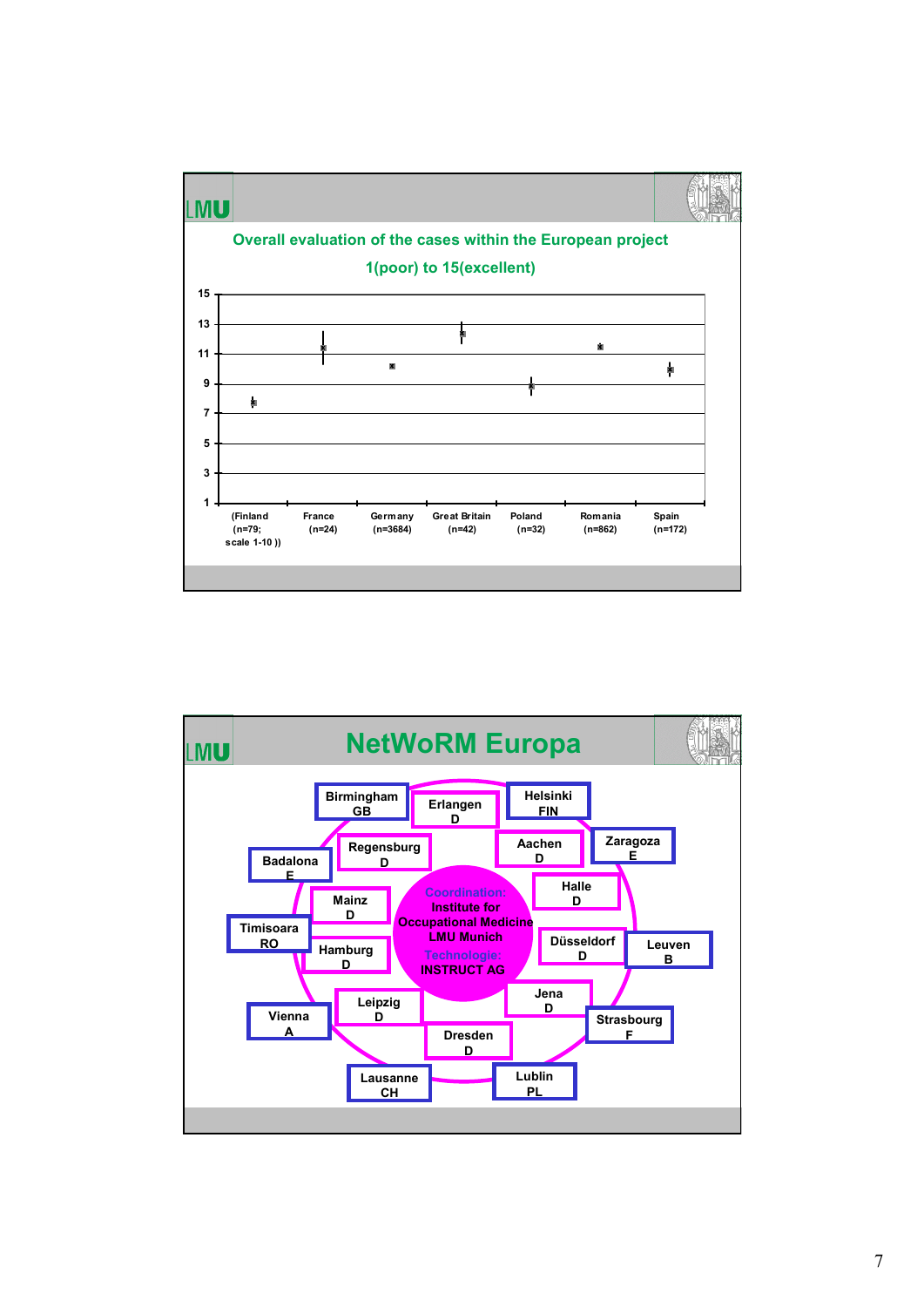## Overall evaluation of the cases within the European project

**1(poor) to 15(excellent)**

| Country | n | Approx. mean |
|---|---|---|
| (Finland; scale 1-10) | n=79 | ~7.8 |
| France | n=24 | ~11.5 |
| Germany | n=3684 | ~10.2 |
| Great Britain | n=42 | ~12.4 |
| Poland | n=32 | ~8.9 |
| Romania | n=862 | ~11.5 |
| Spain | n=172 | ~10 |

# NetWoRM Europa

Coordination:
Institute for Occupational Medicine LMU Munich

Technologie:
INSTRUCT AG

- Erlangen D
- Regensburg D
- Aachen D
- Halle D
- Mainz D
- Hamburg D
- Düsseldorf D
- Leipzig D
- Jena D
- Dresden D
- Birmingham GB
- Helsinki FIN
- Zaragoza E
- Badalona E
- Timisoara RO
- Leuven B
- Vienna A
- Strasbourg F
- Lausanne CH
- Lublin PL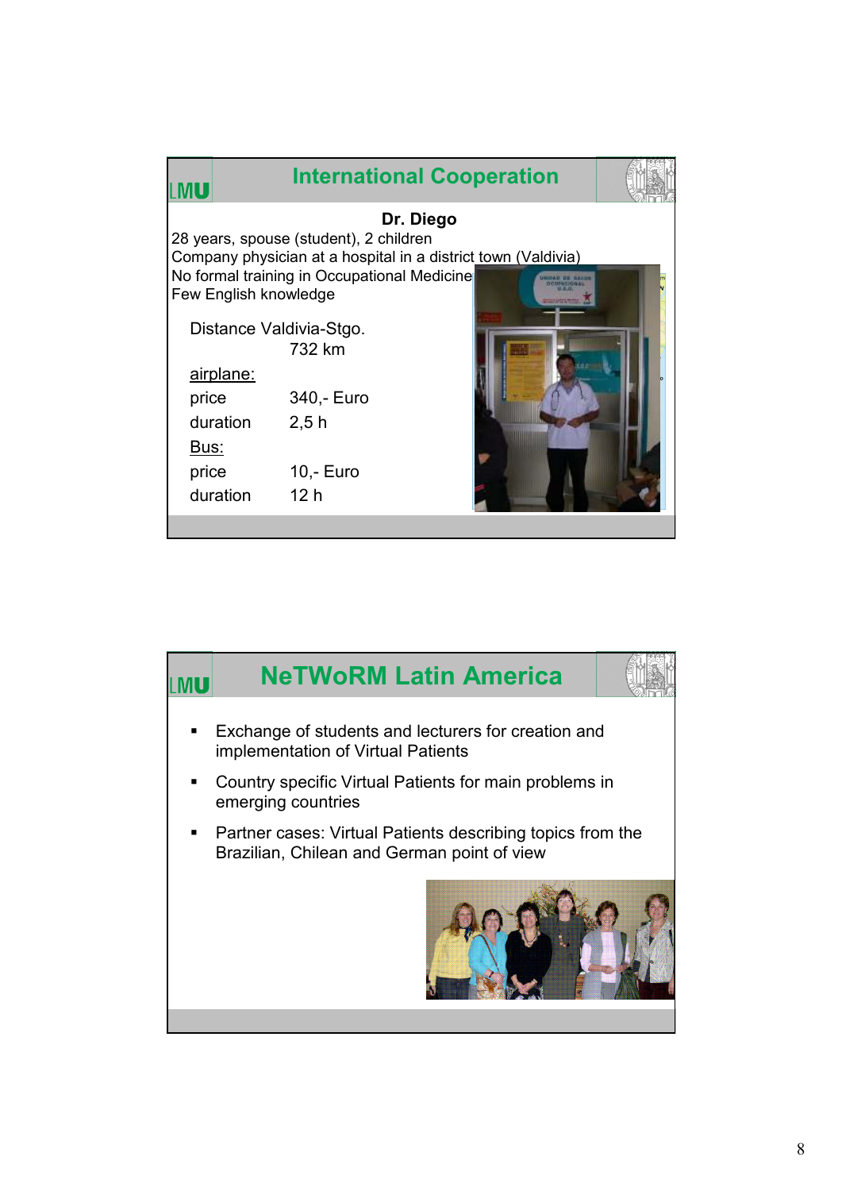## International Cooperation

**Dr. Diego**

28 years, spouse (student), 2 children
Company physician at a hospital in a district town (Valdivia)
No formal training in Occupational Medicine
Few English knowledge

Distance Valdivia-Stgo.
732 km

<u>airplane:</u>

| | |
|---|---|
| price | 340,- Euro |
| duration | 2,5 h |

<u>Bus:</u>

| | |
|---|---|
| price | 10,- Euro |
| duration | 12 h |

## NeTWoRM Latin America

- Exchange of students and lecturers for creation and implementation of Virtual Patients
- Country specific Virtual Patients for main problems in emerging countries
- Partner cases: Virtual Patients describing topics from the Brazilian, Chilean and German point of view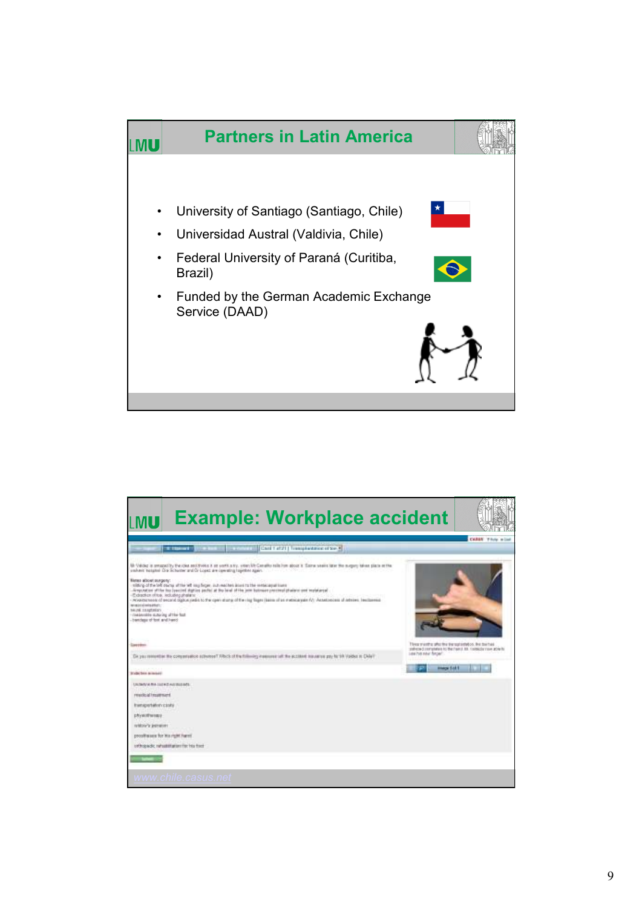## Partners in Latin America

- University of Santiago (Santiago, Chile)
- Universidad Austral (Valdivia, Chile)
- Federal University of Paraná (Curitiba, Brazil)
- Funded by the German Academic Exchange Service (DAAD)

## Example: Workplace accident

www.chile.casus.net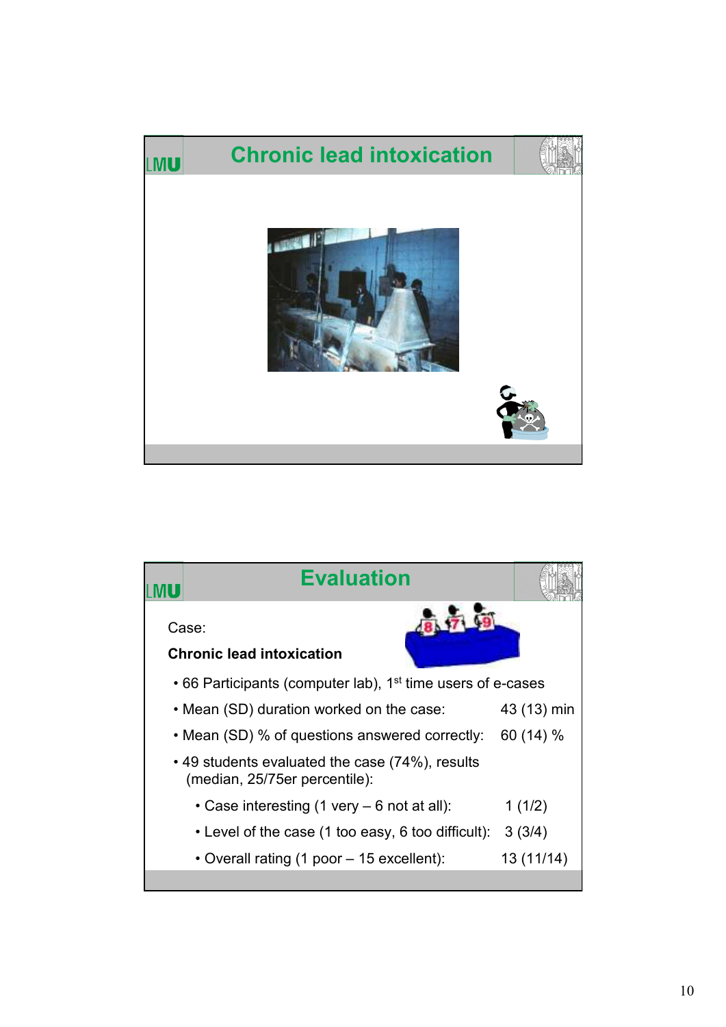## Chronic lead intoxication

## Evaluation

Case:

**Chronic lead intoxication**

- 66 Participants (computer lab), 1st time users of e-cases
- Mean (SD) duration worked on the case: 43 (13) min
- Mean (SD) % of questions answered correctly: 60 (14) %
- 49 students evaluated the case (74%), results (median, 25/75er percentile):
  - Case interesting (1 very – 6 not at all): 1 (1/2)
  - Level of the case (1 too easy, 6 too difficult): 3 (3/4)
  - Overall rating (1 poor – 15 excellent): 13 (11/14)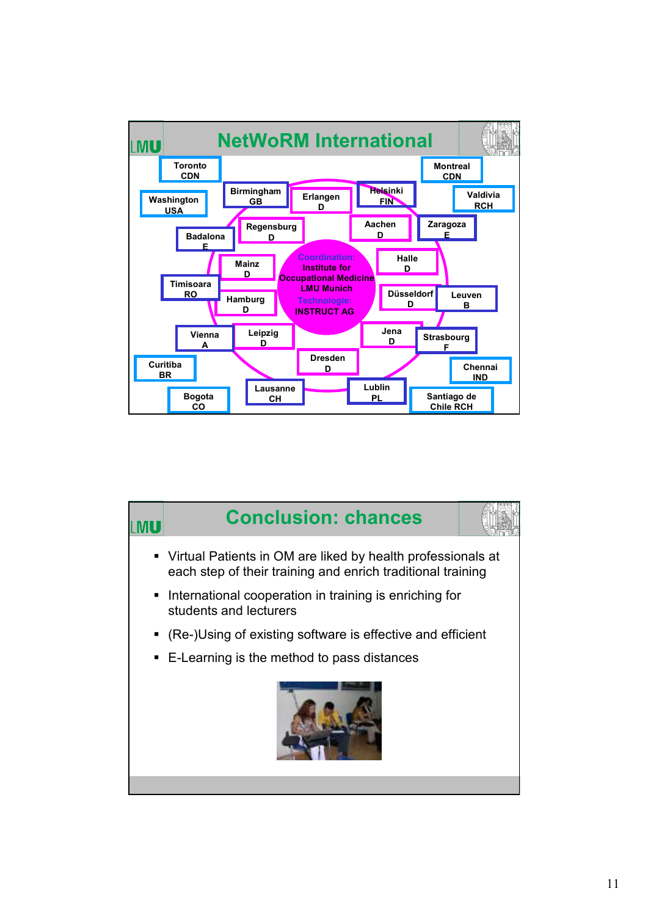# NetWoRM International

Coordination: Institute for Occupational Medicine LMU Munich

Technologie: INSTRUCT AG

- Toronto CDN
- Montreal CDN
- Washington USA
- Birmingham GB
- Erlangen D
- Helsinki FIN
- Valdivia RCH
- Regensburg D
- Aachen D
- Zaragoza E
- Badalona E
- Mainz D
- Halle D
- Timisoara RO
- Hamburg D
- Düsseldorf D
- Leuven B
- Vienna A
- Leipzig D
- Jena D
- Strasbourg F
- Curitiba BR
- Dresden D
- Chennai IND
- Bogota CO
- Lausanne CH
- Lublin PL
- Santiago de Chile RCH

# Conclusion: chances

- Virtual Patients in OM are liked by health professionals at each step of their training and enrich traditional training
- International cooperation in training is enriching for students and lecturers
- (Re-)Using of existing software is effective and efficient
- E-Learning is the method to pass distances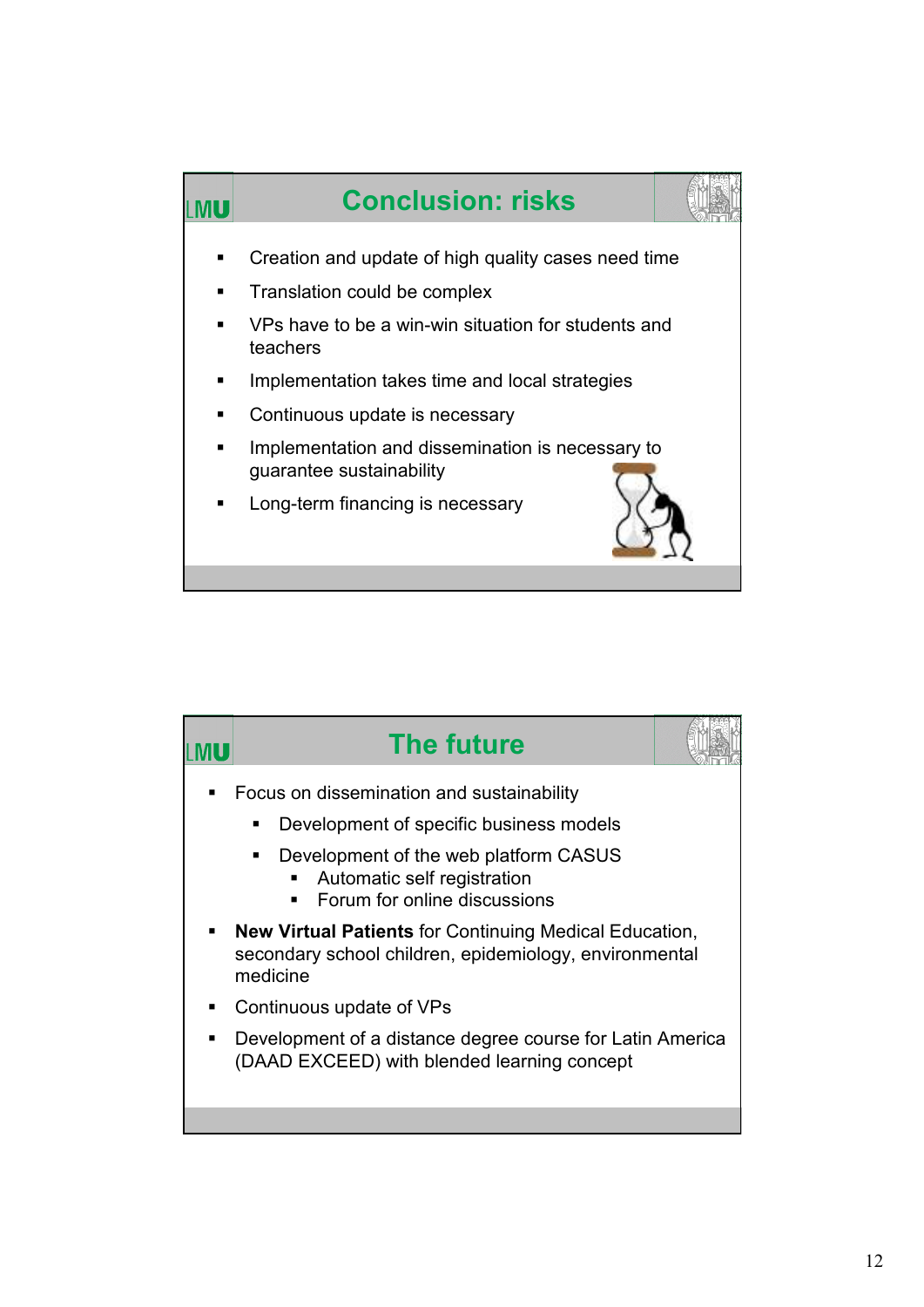## Conclusion: risks

- Creation and update of high quality cases need time
- Translation could be complex
- VPs have to be a win-win situation for students and teachers
- Implementation takes time and local strategies
- Continuous update is necessary
- Implementation and dissemination is necessary to guarantee sustainability
- Long-term financing is necessary

## The future

- Focus on dissemination and sustainability
  - Development of specific business models
  - Development of the web platform CASUS
    - Automatic self registration
    - Forum for online discussions
- **New Virtual Patients** for Continuing Medical Education, secondary school children, epidemiology, environmental medicine
- Continuous update of VPs
- Development of a distance degree course for Latin America (DAAD EXCEED) with blended learning concept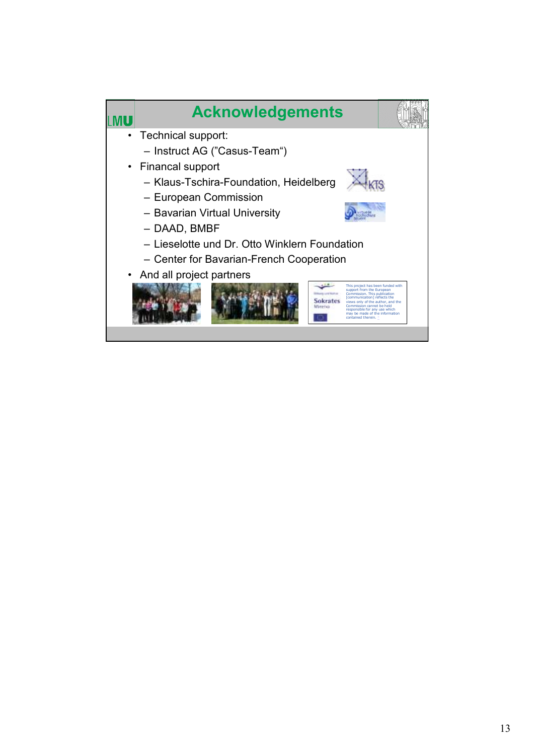# Acknowledgements

- Technical support:
  - Instruct AG ("Casus-Team")
- Financal support
  - Klaus-Tschira-Foundation, Heidelberg
  - European Commission
  - Bavarian Virtual University
  - DAAD, BMBF
  - Lieselotte und Dr. Otto Winklern Foundation
  - Center for Bavarian-French Cooperation
- And all project partners

Sokrates Minerva

This project has been funded with support from the European Commission. This publication [communication] reflects the views only of the author, and the Commission cannot be held responsible for any use which may be made of the information contained therein.